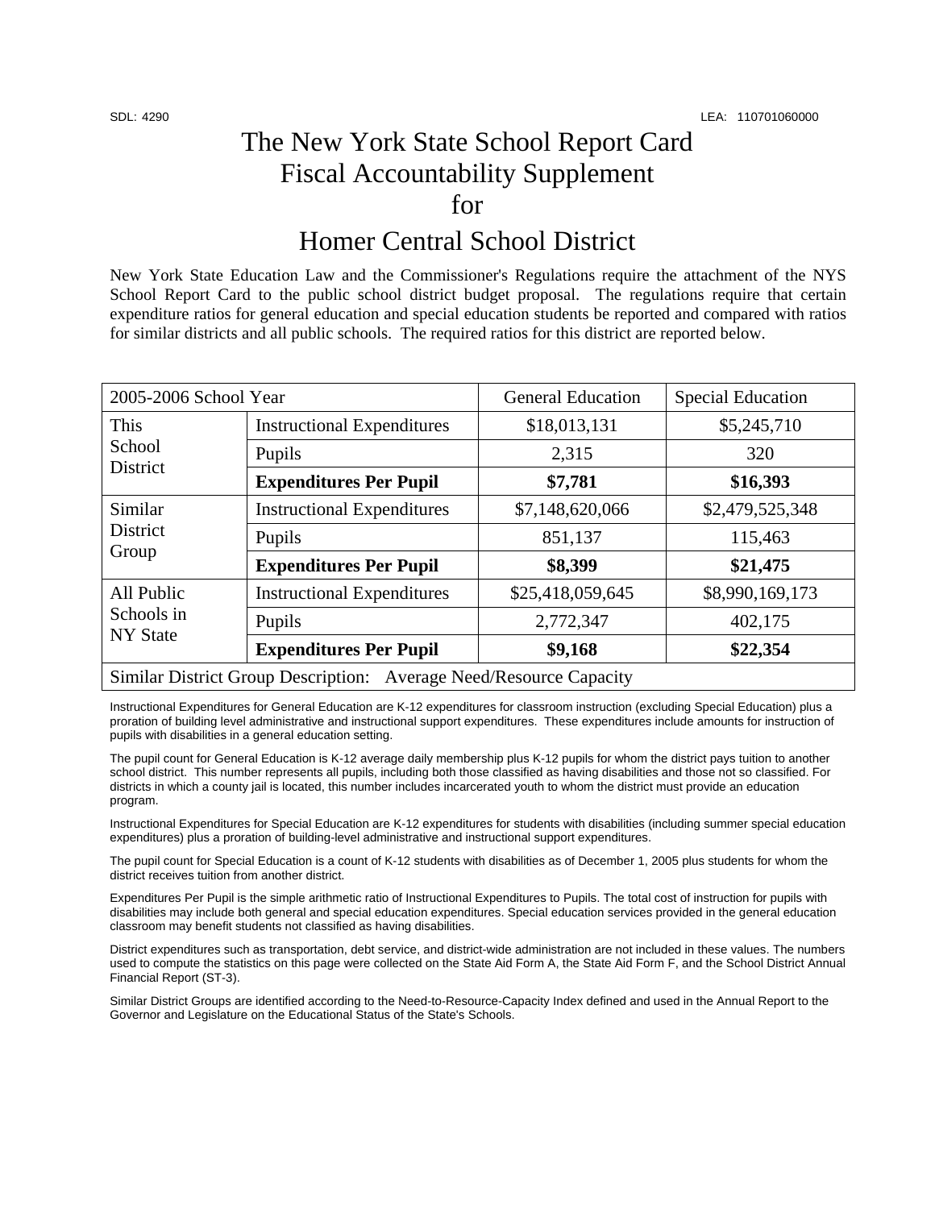SDL: 4290 LEA: 110701060000

# The New York State School Report Card
# Fiscal Accountability Supplement
# for
# Homer Central School District

New York State Education Law and the Commissioner's Regulations require the attachment of the NYS School Report Card to the public school district budget proposal. The regulations require that certain expenditure ratios for general education and special education students be reported and compared with ratios for similar districts and all public schools. The required ratios for this district are reported below.

| 2005-2006 School Year | | General Education | Special Education |
|---|---|---|---|
| This School District | Instructional Expenditures | $18,013,131 | $5,245,710 |
| | Pupils | 2,315 | 320 |
| | **Expenditures Per Pupil** | **$7,781** | **$16,393** |
| Similar District Group | Instructional Expenditures | $7,148,620,066 | $2,479,525,348 |
| | Pupils | 851,137 | 115,463 |
| | **Expenditures Per Pupil** | **$8,399** | **$21,475** |
| All Public Schools in NY State | Instructional Expenditures | $25,418,059,645 | $8,990,169,173 |
| | Pupils | 2,772,347 | 402,175 |
| | **Expenditures Per Pupil** | **$9,168** | **$22,354** |
| Similar District Group Description: Average Need/Resource Capacity | | | |

Instructional Expenditures for General Education are K-12 expenditures for classroom instruction (excluding Special Education) plus a proration of building level administrative and instructional support expenditures. These expenditures include amounts for instruction of pupils with disabilities in a general education setting.

The pupil count for General Education is K-12 average daily membership plus K-12 pupils for whom the district pays tuition to another school district. This number represents all pupils, including both those classified as having disabilities and those not so classified. For districts in which a county jail is located, this number includes incarcerated youth to whom the district must provide an education program.

Instructional Expenditures for Special Education are K-12 expenditures for students with disabilities (including summer special education expenditures) plus a proration of building-level administrative and instructional support expenditures.

The pupil count for Special Education is a count of K-12 students with disabilities as of December 1, 2005 plus students for whom the district receives tuition from another district.

Expenditures Per Pupil is the simple arithmetic ratio of Instructional Expenditures to Pupils. The total cost of instruction for pupils with disabilities may include both general and special education expenditures. Special education services provided in the general education classroom may benefit students not classified as having disabilities.

District expenditures such as transportation, debt service, and district-wide administration are not included in these values. The numbers used to compute the statistics on this page were collected on the State Aid Form A, the State Aid Form F, and the School District Annual Financial Report (ST-3).

Similar District Groups are identified according to the Need-to-Resource-Capacity Index defined and used in the Annual Report to the Governor and Legislature on the Educational Status of the State's Schools.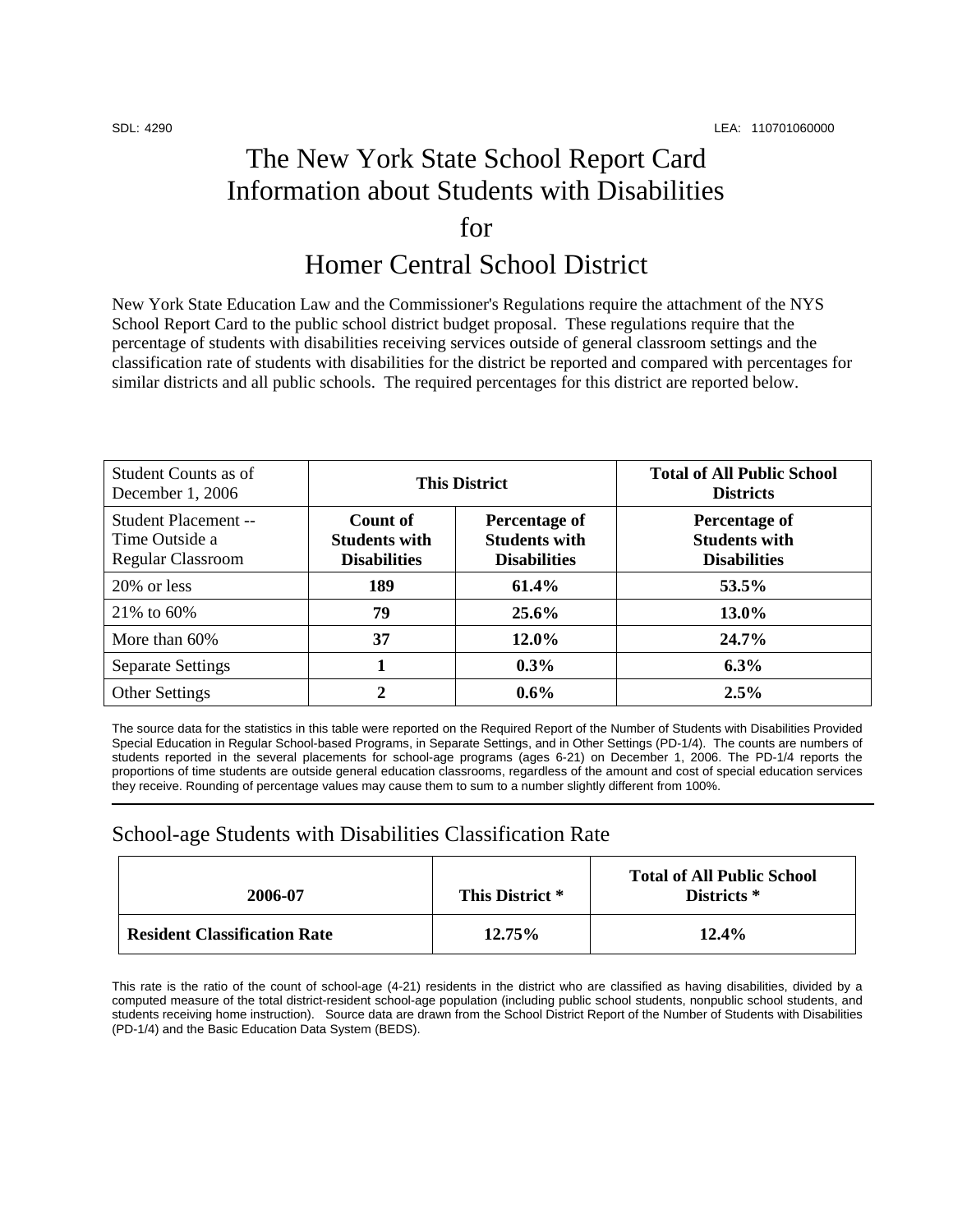SDL: 4290 LEA: 110701060000

# The New York State School Report Card Information about Students with Disabilities for Homer Central School District

New York State Education Law and the Commissioner's Regulations require the attachment of the NYS School Report Card to the public school district budget proposal. These regulations require that the percentage of students with disabilities receiving services outside of general classroom settings and the classification rate of students with disabilities for the district be reported and compared with percentages for similar districts and all public schools. The required percentages for this district are reported below.

| Student Counts as of December 1, 2006 | **This District** | | **Total of All Public School Districts** |
|---|---|---|---|
| Student Placement -- Time Outside a Regular Classroom | **Count of Students with Disabilities** | **Percentage of Students with Disabilities** | **Percentage of Students with Disabilities** |
| 20% or less | **189** | **61.4%** | **53.5%** |
| 21% to 60% | **79** | **25.6%** | **13.0%** |
| More than 60% | **37** | **12.0%** | **24.7%** |
| Separate Settings | **1** | **0.3%** | **6.3%** |
| Other Settings | **2** | **0.6%** | **2.5%** |

The source data for the statistics in this table were reported on the Required Report of the Number of Students with Disabilities Provided Special Education in Regular School-based Programs, in Separate Settings, and in Other Settings (PD-1/4). The counts are numbers of students reported in the several placements for school-age programs (ages 6-21) on December 1, 2006. The PD-1/4 reports the proportions of time students are outside general education classrooms, regardless of the amount and cost of special education services they receive. Rounding of percentage values may cause them to sum to a number slightly different from 100%.

## School-age Students with Disabilities Classification Rate

| **2006-07** | **This District *** | **Total of All Public School Districts *** |
|---|---|---|
| **Resident Classification Rate** | **12.75%** | **12.4%** |

This rate is the ratio of the count of school-age (4-21) residents in the district who are classified as having disabilities, divided by a computed measure of the total district-resident school-age population (including public school students, nonpublic school students, and students receiving home instruction). Source data are drawn from the School District Report of the Number of Students with Disabilities (PD-1/4) and the Basic Education Data System (BEDS).